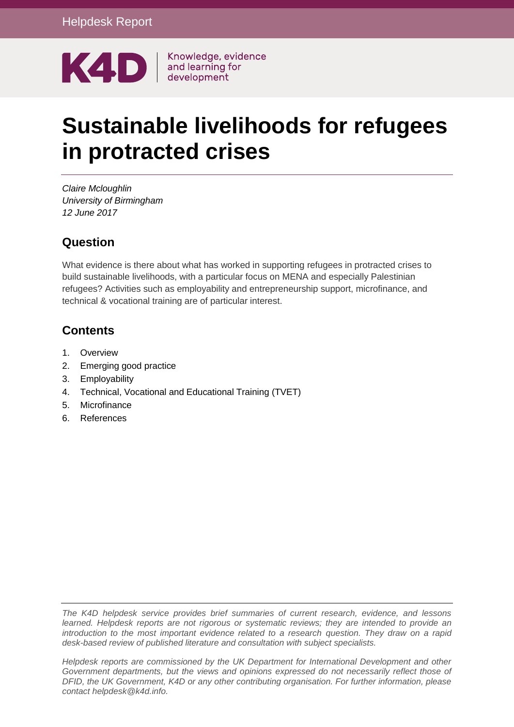Helpdesk Report

K4D Knowledge, evidence and learning for development

# Sustainable livelihoods for refugees in protracted crises

*Claire Mcloughlin*
*University of Birmingham*
*12 June 2017*

## Question

What evidence is there about what has worked in supporting refugees in protracted crises to build sustainable livelihoods, with a particular focus on MENA and especially Palestinian refugees? Activities such as employability and entrepreneurship support, microfinance, and technical & vocational training are of particular interest.

## Contents

1. Overview
2. Emerging good practice
3. Employability
4. Technical, Vocational and Educational Training (TVET)
5. Microfinance
6. References

*The K4D helpdesk service provides brief summaries of current research, evidence, and lessons learned. Helpdesk reports are not rigorous or systematic reviews; they are intended to provide an introduction to the most important evidence related to a research question. They draw on a rapid desk-based review of published literature and consultation with subject specialists.*

*Helpdesk reports are commissioned by the UK Department for International Development and other Government departments, but the views and opinions expressed do not necessarily reflect those of DFID, the UK Government, K4D or any other contributing organisation. For further information, please contact helpdesk@k4d.info.*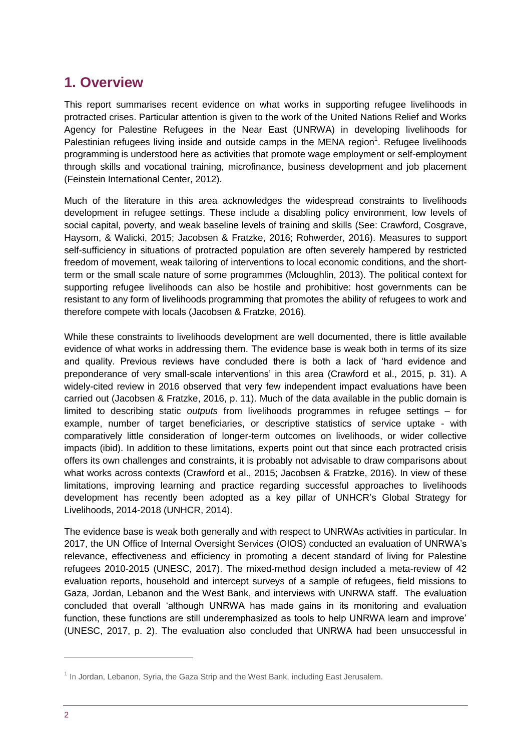# 1. Overview

This report summarises recent evidence on what works in supporting refugee livelihoods in protracted crises. Particular attention is given to the work of the United Nations Relief and Works Agency for Palestine Refugees in the Near East (UNRWA) in developing livelihoods for Palestinian refugees living inside and outside camps in the MENA region[1]. Refugee livelihoods programming is understood here as activities that promote wage employment or self-employment through skills and vocational training, microfinance, business development and job placement (Feinstein International Center, 2012).

Much of the literature in this area acknowledges the widespread constraints to livelihoods development in refugee settings. These include a disabling policy environment, low levels of social capital, poverty, and weak baseline levels of training and skills (See: Crawford, Cosgrave, Haysom, & Walicki, 2015; Jacobsen & Fratzke, 2016; Rohwerder, 2016). Measures to support self-sufficiency in situations of protracted population are often severely hampered by restricted freedom of movement, weak tailoring of interventions to local economic conditions, and the short-term or the small scale nature of some programmes (Mcloughlin, 2013). The political context for supporting refugee livelihoods can also be hostile and prohibitive: host governments can be resistant to any form of livelihoods programming that promotes the ability of refugees to work and therefore compete with locals (Jacobsen & Fratzke, 2016).

While these constraints to livelihoods development are well documented, there is little available evidence of what works in addressing them. The evidence base is weak both in terms of its size and quality. Previous reviews have concluded there is both a lack of 'hard evidence and preponderance of very small-scale interventions' in this area (Crawford et al., 2015, p. 31). A widely-cited review in 2016 observed that very few independent impact evaluations have been carried out (Jacobsen & Fratzke, 2016, p. 11). Much of the data available in the public domain is limited to describing static *outputs* from livelihoods programmes in refugee settings – for example, number of target beneficiaries, or descriptive statistics of service uptake - with comparatively little consideration of longer-term outcomes on livelihoods, or wider collective impacts (ibid). In addition to these limitations, experts point out that since each protracted crisis offers its own challenges and constraints, it is probably not advisable to draw comparisons about what works across contexts (Crawford et al., 2015; Jacobsen & Fratzke, 2016). In view of these limitations, improving learning and practice regarding successful approaches to livelihoods development has recently been adopted as a key pillar of UNHCR's Global Strategy for Livelihoods, 2014-2018 (UNHCR, 2014).

The evidence base is weak both generally and with respect to UNRWAs activities in particular. In 2017, the UN Office of Internal Oversight Services (OIOS) conducted an evaluation of UNRWA's relevance, effectiveness and efficiency in promoting a decent standard of living for Palestine refugees 2010-2015 (UNESC, 2017). The mixed-method design included a meta-review of 42 evaluation reports, household and intercept surveys of a sample of refugees, field missions to Gaza, Jordan, Lebanon and the West Bank, and interviews with UNRWA staff. The evaluation concluded that overall 'although UNRWA has made gains in its monitoring and evaluation function, these functions are still underemphasized as tools to help UNRWA learn and improve' (UNESC, 2017, p. 2). The evaluation also concluded that UNRWA had been unsuccessful in

[1] In Jordan, Lebanon, Syria, the Gaza Strip and the West Bank, including East Jerusalem.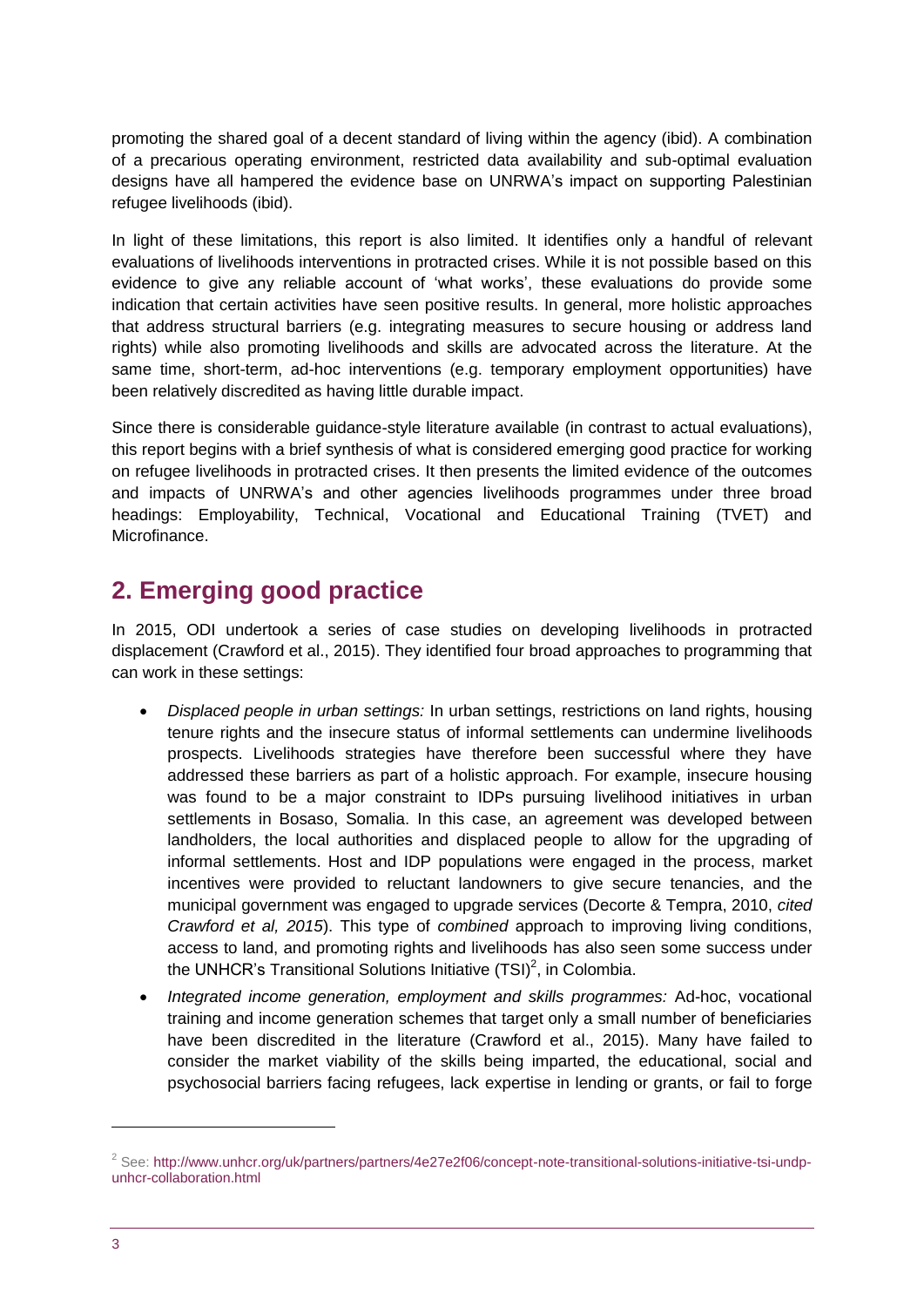promoting the shared goal of a decent standard of living within the agency (ibid). A combination of a precarious operating environment, restricted data availability and sub-optimal evaluation designs have all hampered the evidence base on UNRWA's impact on supporting Palestinian refugee livelihoods (ibid).

In light of these limitations, this report is also limited. It identifies only a handful of relevant evaluations of livelihoods interventions in protracted crises. While it is not possible based on this evidence to give any reliable account of 'what works', these evaluations do provide some indication that certain activities have seen positive results. In general, more holistic approaches that address structural barriers (e.g. integrating measures to secure housing or address land rights) while also promoting livelihoods and skills are advocated across the literature. At the same time, short-term, ad-hoc interventions (e.g. temporary employment opportunities) have been relatively discredited as having little durable impact.

Since there is considerable guidance-style literature available (in contrast to actual evaluations), this report begins with a brief synthesis of what is considered emerging good practice for working on refugee livelihoods in protracted crises. It then presents the limited evidence of the outcomes and impacts of UNRWA's and other agencies livelihoods programmes under three broad headings: Employability, Technical, Vocational and Educational Training (TVET) and Microfinance.

## 2. Emerging good practice

In 2015, ODI undertook a series of case studies on developing livelihoods in protracted displacement (Crawford et al., 2015). They identified four broad approaches to programming that can work in these settings:

- *Displaced people in urban settings:* In urban settings, restrictions on land rights, housing tenure rights and the insecure status of informal settlements can undermine livelihoods prospects. Livelihoods strategies have therefore been successful where they have addressed these barriers as part of a holistic approach. For example, insecure housing was found to be a major constraint to IDPs pursuing livelihood initiatives in urban settlements in Bosaso, Somalia. In this case, an agreement was developed between landholders, the local authorities and displaced people to allow for the upgrading of informal settlements. Host and IDP populations were engaged in the process, market incentives were provided to reluctant landowners to give secure tenancies, and the municipal government was engaged to upgrade services (Decorte & Tempra, 2010, *cited Crawford et al, 2015*). This type of *combined* approach to improving living conditions, access to land, and promoting rights and livelihoods has also seen some success under the UNHCR's Transitional Solutions Initiative (TSI)[2], in Colombia.
- *Integrated income generation, employment and skills programmes:* Ad-hoc, vocational training and income generation schemes that target only a small number of beneficiaries have been discredited in the literature (Crawford et al., 2015). Many have failed to consider the market viability of the skills being imparted, the educational, social and psychosocial barriers facing refugees, lack expertise in lending or grants, or fail to forge

[2] See: http://www.unhcr.org/uk/partners/partners/4e27e2f06/concept-note-transitional-solutions-initiative-tsi-undp-unhcr-collaboration.html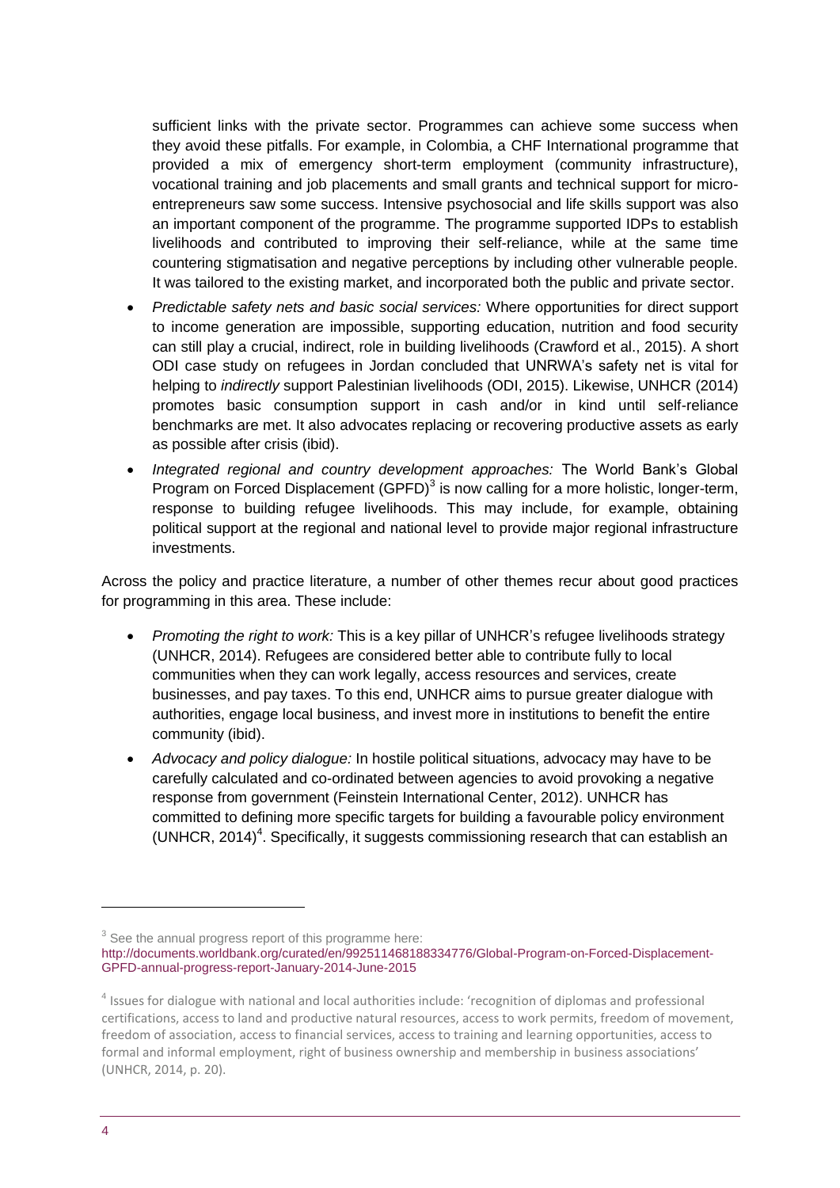sufficient links with the private sector. Programmes can achieve some success when they avoid these pitfalls. For example, in Colombia, a CHF International programme that provided a mix of emergency short-term employment (community infrastructure), vocational training and job placements and small grants and technical support for micro-entrepreneurs saw some success. Intensive psychosocial and life skills support was also an important component of the programme. The programme supported IDPs to establish livelihoods and contributed to improving their self-reliance, while at the same time countering stigmatisation and negative perceptions by including other vulnerable people. It was tailored to the existing market, and incorporated both the public and private sector.

- *Predictable safety nets and basic social services:* Where opportunities for direct support to income generation are impossible, supporting education, nutrition and food security can still play a crucial, indirect, role in building livelihoods (Crawford et al., 2015). A short ODI case study on refugees in Jordan concluded that UNRWA's safety net is vital for helping to *indirectly* support Palestinian livelihoods (ODI, 2015). Likewise, UNHCR (2014) promotes basic consumption support in cash and/or in kind until self-reliance benchmarks are met. It also advocates replacing or recovering productive assets as early as possible after crisis (ibid).
- *Integrated regional and country development approaches:* The World Bank's Global Program on Forced Displacement (GPFD)[3] is now calling for a more holistic, longer-term, response to building refugee livelihoods. This may include, for example, obtaining political support at the regional and national level to provide major regional infrastructure investments.

Across the policy and practice literature, a number of other themes recur about good practices for programming in this area. These include:

- *Promoting the right to work:* This is a key pillar of UNHCR's refugee livelihoods strategy (UNHCR, 2014). Refugees are considered better able to contribute fully to local communities when they can work legally, access resources and services, create businesses, and pay taxes. To this end, UNHCR aims to pursue greater dialogue with authorities, engage local business, and invest more in institutions to benefit the entire community (ibid).
- *Advocacy and policy dialogue:* In hostile political situations, advocacy may have to be carefully calculated and co-ordinated between agencies to avoid provoking a negative response from government (Feinstein International Center, 2012). UNHCR has committed to defining more specific targets for building a favourable policy environment (UNHCR, 2014)[4]. Specifically, it suggests commissioning research that can establish an

---

[3] See the annual progress report of this programme here: http://documents.worldbank.org/curated/en/992511468188334776/Global-Program-on-Forced-Displacement-GPFD-annual-progress-report-January-2014-June-2015

[4] Issues for dialogue with national and local authorities include: 'recognition of diplomas and professional certifications, access to land and productive natural resources, access to work permits, freedom of movement, freedom of association, access to financial services, access to training and learning opportunities, access to formal and informal employment, right of business ownership and membership in business associations' (UNHCR, 2014, p. 20).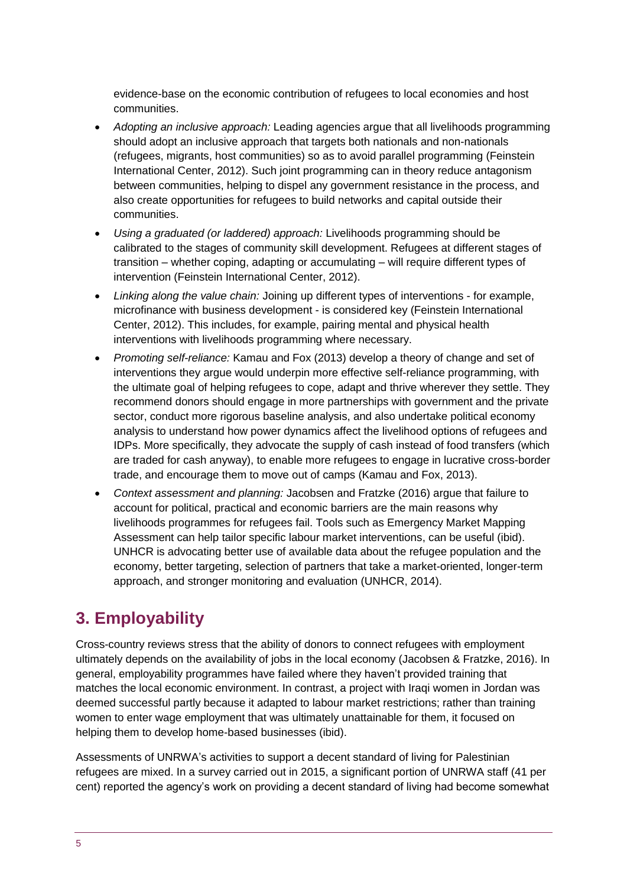evidence-base on the economic contribution of refugees to local economies and host communities.

- *Adopting an inclusive approach:* Leading agencies argue that all livelihoods programming should adopt an inclusive approach that targets both nationals and non-nationals (refugees, migrants, host communities) so as to avoid parallel programming (Feinstein International Center, 2012). Such joint programming can in theory reduce antagonism between communities, helping to dispel any government resistance in the process, and also create opportunities for refugees to build networks and capital outside their communities.
- *Using a graduated (or laddered) approach:* Livelihoods programming should be calibrated to the stages of community skill development. Refugees at different stages of transition – whether coping, adapting or accumulating – will require different types of intervention (Feinstein International Center, 2012).
- *Linking along the value chain:* Joining up different types of interventions - for example, microfinance with business development - is considered key (Feinstein International Center, 2012). This includes, for example, pairing mental and physical health interventions with livelihoods programming where necessary.
- *Promoting self-reliance:* Kamau and Fox (2013) develop a theory of change and set of interventions they argue would underpin more effective self-reliance programming, with the ultimate goal of helping refugees to cope, adapt and thrive wherever they settle. They recommend donors should engage in more partnerships with government and the private sector, conduct more rigorous baseline analysis, and also undertake political economy analysis to understand how power dynamics affect the livelihood options of refugees and IDPs. More specifically, they advocate the supply of cash instead of food transfers (which are traded for cash anyway), to enable more refugees to engage in lucrative cross-border trade, and encourage them to move out of camps (Kamau and Fox, 2013).
- *Context assessment and planning:* Jacobsen and Fratzke (2016) argue that failure to account for political, practical and economic barriers are the main reasons why livelihoods programmes for refugees fail. Tools such as Emergency Market Mapping Assessment can help tailor specific labour market interventions, can be useful (ibid). UNHCR is advocating better use of available data about the refugee population and the economy, better targeting, selection of partners that take a market-oriented, longer-term approach, and stronger monitoring and evaluation (UNHCR, 2014).

## 3. Employability

Cross-country reviews stress that the ability of donors to connect refugees with employment ultimately depends on the availability of jobs in the local economy (Jacobsen & Fratzke, 2016). In general, employability programmes have failed where they haven't provided training that matches the local economic environment. In contrast, a project with Iraqi women in Jordan was deemed successful partly because it adapted to labour market restrictions; rather than training women to enter wage employment that was ultimately unattainable for them, it focused on helping them to develop home-based businesses (ibid).

Assessments of UNRWA's activities to support a decent standard of living for Palestinian refugees are mixed. In a survey carried out in 2015, a significant portion of UNRWA staff (41 per cent) reported the agency's work on providing a decent standard of living had become somewhat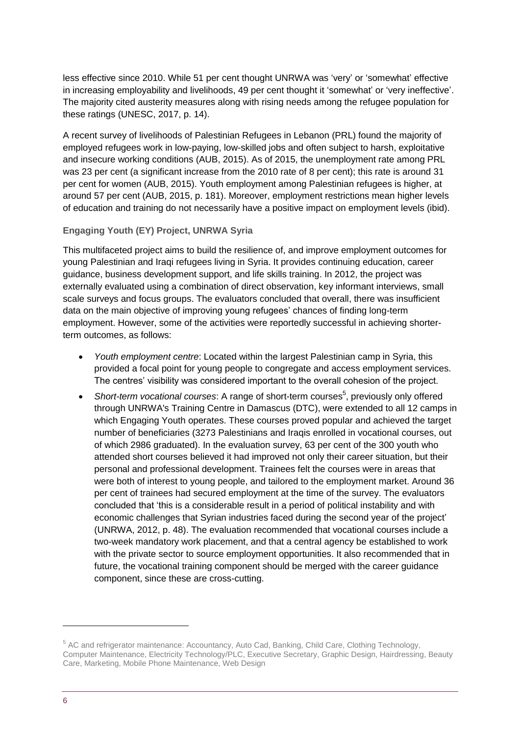less effective since 2010. While 51 per cent thought UNRWA was 'very' or 'somewhat' effective in increasing employability and livelihoods, 49 per cent thought it 'somewhat' or 'very ineffective'. The majority cited austerity measures along with rising needs among the refugee population for these ratings (UNESC, 2017, p. 14).

A recent survey of livelihoods of Palestinian Refugees in Lebanon (PRL) found the majority of employed refugees work in low-paying, low-skilled jobs and often subject to harsh, exploitative and insecure working conditions (AUB, 2015). As of 2015, the unemployment rate among PRL was 23 per cent (a significant increase from the 2010 rate of 8 per cent); this rate is around 31 per cent for women (AUB, 2015). Youth employment among Palestinian refugees is higher, at around 57 per cent (AUB, 2015, p. 181). Moreover, employment restrictions mean higher levels of education and training do not necessarily have a positive impact on employment levels (ibid).

### Engaging Youth (EY) Project, UNRWA Syria

This multifaceted project aims to build the resilience of, and improve employment outcomes for young Palestinian and Iraqi refugees living in Syria. It provides continuing education, career guidance, business development support, and life skills training. In 2012, the project was externally evaluated using a combination of direct observation, key informant interviews, small scale surveys and focus groups. The evaluators concluded that overall, there was insufficient data on the main objective of improving young refugees' chances of finding long-term employment. However, some of the activities were reportedly successful in achieving shorter-term outcomes, as follows:

- *Youth employment centre*: Located within the largest Palestinian camp in Syria, this provided a focal point for young people to congregate and access employment services. The centres' visibility was considered important to the overall cohesion of the project.
- *Short-term vocational courses*: A range of short-term courses[5], previously only offered through UNRWA's Training Centre in Damascus (DTC), were extended to all 12 camps in which Engaging Youth operates. These courses proved popular and achieved the target number of beneficiaries (3273 Palestinians and Iraqis enrolled in vocational courses, out of which 2986 graduated). In the evaluation survey, 63 per cent of the 300 youth who attended short courses believed it had improved not only their career situation, but their personal and professional development. Trainees felt the courses were in areas that were both of interest to young people, and tailored to the employment market. Around 36 per cent of trainees had secured employment at the time of the survey. The evaluators concluded that 'this is a considerable result in a period of political instability and with economic challenges that Syrian industries faced during the second year of the project' (UNRWA, 2012, p. 48). The evaluation recommended that vocational courses include a two-week mandatory work placement, and that a central agency be established to work with the private sector to source employment opportunities. It also recommended that in future, the vocational training component should be merged with the career guidance component, since these are cross-cutting.

---

[5] AC and refrigerator maintenance: Accountancy, Auto Cad, Banking, Child Care, Clothing Technology, Computer Maintenance, Electricity Technology/PLC, Executive Secretary, Graphic Design, Hairdressing, Beauty Care, Marketing, Mobile Phone Maintenance, Web Design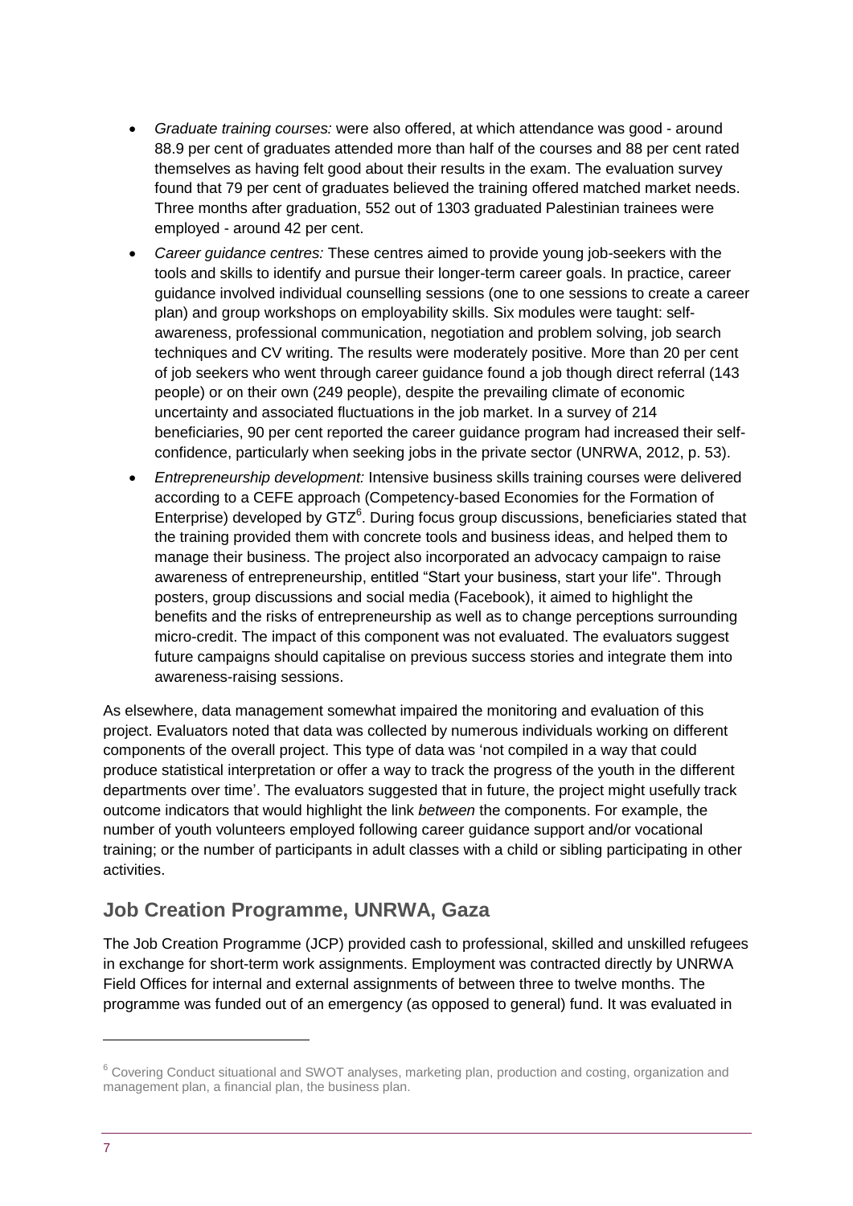- *Graduate training courses:* were also offered, at which attendance was good - around 88.9 per cent of graduates attended more than half of the courses and 88 per cent rated themselves as having felt good about their results in the exam. The evaluation survey found that 79 per cent of graduates believed the training offered matched market needs. Three months after graduation, 552 out of 1303 graduated Palestinian trainees were employed - around 42 per cent.
- *Career guidance centres:* These centres aimed to provide young job-seekers with the tools and skills to identify and pursue their longer-term career goals. In practice, career guidance involved individual counselling sessions (one to one sessions to create a career plan) and group workshops on employability skills. Six modules were taught: self-awareness, professional communication, negotiation and problem solving, job search techniques and CV writing. The results were moderately positive. More than 20 per cent of job seekers who went through career guidance found a job though direct referral (143 people) or on their own (249 people), despite the prevailing climate of economic uncertainty and associated fluctuations in the job market. In a survey of 214 beneficiaries, 90 per cent reported the career guidance program had increased their self-confidence, particularly when seeking jobs in the private sector (UNRWA, 2012, p. 53).
- *Entrepreneurship development:* Intensive business skills training courses were delivered according to a CEFE approach (Competency-based Economies for the Formation of Enterprise) developed by GTZ[6]. During focus group discussions, beneficiaries stated that the training provided them with concrete tools and business ideas, and helped them to manage their business. The project also incorporated an advocacy campaign to raise awareness of entrepreneurship, entitled "Start your business, start your life". Through posters, group discussions and social media (Facebook), it aimed to highlight the benefits and the risks of entrepreneurship as well as to change perceptions surrounding micro-credit. The impact of this component was not evaluated. The evaluators suggest future campaigns should capitalise on previous success stories and integrate them into awareness-raising sessions.

As elsewhere, data management somewhat impaired the monitoring and evaluation of this project. Evaluators noted that data was collected by numerous individuals working on different components of the overall project. This type of data was 'not compiled in a way that could produce statistical interpretation or offer a way to track the progress of the youth in the different departments over time'. The evaluators suggested that in future, the project might usefully track outcome indicators that would highlight the link *between* the components. For example, the number of youth volunteers employed following career guidance support and/or vocational training; or the number of participants in adult classes with a child or sibling participating in other activities.

## Job Creation Programme, UNRWA, Gaza

The Job Creation Programme (JCP) provided cash to professional, skilled and unskilled refugees in exchange for short-term work assignments. Employment was contracted directly by UNRWA Field Offices for internal and external assignments of between three to twelve months. The programme was funded out of an emergency (as opposed to general) fund. It was evaluated in

[6] Covering Conduct situational and SWOT analyses, marketing plan, production and costing, organization and management plan, a financial plan, the business plan.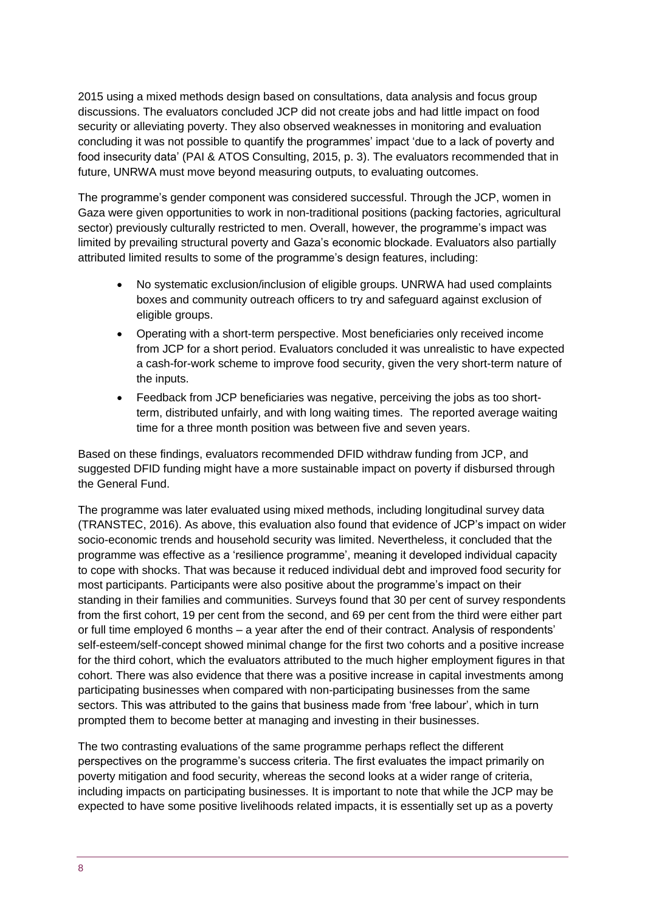2015 using a mixed methods design based on consultations, data analysis and focus group discussions. The evaluators concluded JCP did not create jobs and had little impact on food security or alleviating poverty. They also observed weaknesses in monitoring and evaluation concluding it was not possible to quantify the programmes' impact 'due to a lack of poverty and food insecurity data' (PAI & ATOS Consulting, 2015, p. 3). The evaluators recommended that in future, UNRWA must move beyond measuring outputs, to evaluating outcomes.

The programme's gender component was considered successful. Through the JCP, women in Gaza were given opportunities to work in non-traditional positions (packing factories, agricultural sector) previously culturally restricted to men. Overall, however, the programme's impact was limited by prevailing structural poverty and Gaza's economic blockade. Evaluators also partially attributed limited results to some of the programme's design features, including:

- No systematic exclusion/inclusion of eligible groups. UNRWA had used complaints boxes and community outreach officers to try and safeguard against exclusion of eligible groups.
- Operating with a short-term perspective. Most beneficiaries only received income from JCP for a short period. Evaluators concluded it was unrealistic to have expected a cash-for-work scheme to improve food security, given the very short-term nature of the inputs.
- Feedback from JCP beneficiaries was negative, perceiving the jobs as too short-term, distributed unfairly, and with long waiting times. The reported average waiting time for a three month position was between five and seven years.

Based on these findings, evaluators recommended DFID withdraw funding from JCP, and suggested DFID funding might have a more sustainable impact on poverty if disbursed through the General Fund.

The programme was later evaluated using mixed methods, including longitudinal survey data (TRANSTEC, 2016). As above, this evaluation also found that evidence of JCP's impact on wider socio-economic trends and household security was limited. Nevertheless, it concluded that the programme was effective as a 'resilience programme', meaning it developed individual capacity to cope with shocks. That was because it reduced individual debt and improved food security for most participants. Participants were also positive about the programme's impact on their standing in their families and communities. Surveys found that 30 per cent of survey respondents from the first cohort, 19 per cent from the second, and 69 per cent from the third were either part or full time employed 6 months – a year after the end of their contract. Analysis of respondents' self-esteem/self-concept showed minimal change for the first two cohorts and a positive increase for the third cohort, which the evaluators attributed to the much higher employment figures in that cohort. There was also evidence that there was a positive increase in capital investments among participating businesses when compared with non-participating businesses from the same sectors. This was attributed to the gains that business made from 'free labour', which in turn prompted them to become better at managing and investing in their businesses.

The two contrasting evaluations of the same programme perhaps reflect the different perspectives on the programme's success criteria. The first evaluates the impact primarily on poverty mitigation and food security, whereas the second looks at a wider range of criteria, including impacts on participating businesses. It is important to note that while the JCP may be expected to have some positive livelihoods related impacts, it is essentially set up as a poverty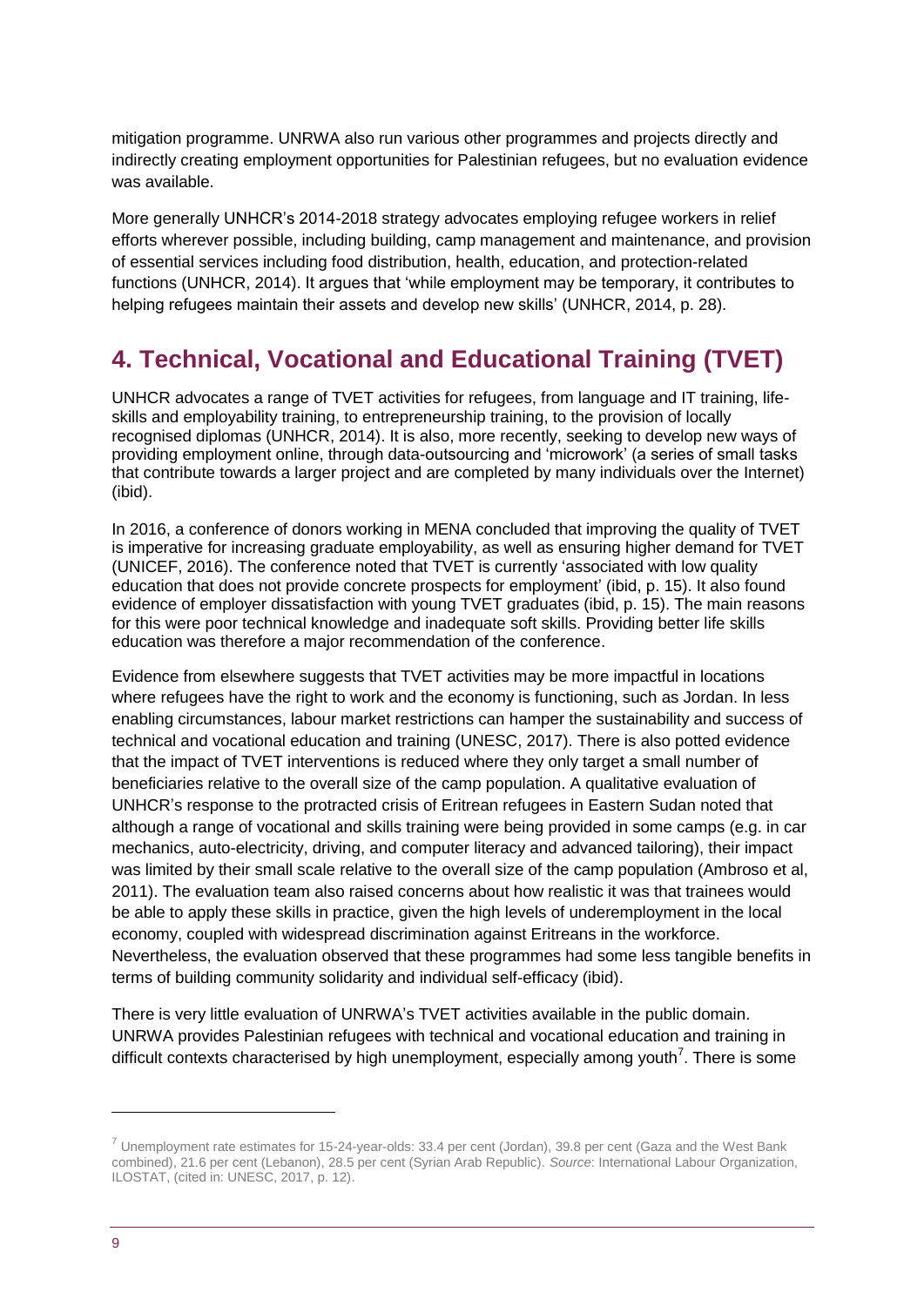mitigation programme. UNRWA also run various other programmes and projects directly and indirectly creating employment opportunities for Palestinian refugees, but no evaluation evidence was available.

More generally UNHCR's 2014-2018 strategy advocates employing refugee workers in relief efforts wherever possible, including building, camp management and maintenance, and provision of essential services including food distribution, health, education, and protection-related functions (UNHCR, 2014). It argues that 'while employment may be temporary, it contributes to helping refugees maintain their assets and develop new skills' (UNHCR, 2014, p. 28).

## 4. Technical, Vocational and Educational Training (TVET)

UNHCR advocates a range of TVET activities for refugees, from language and IT training, life-skills and employability training, to entrepreneurship training, to the provision of locally recognised diplomas (UNHCR, 2014). It is also, more recently, seeking to develop new ways of providing employment online, through data-outsourcing and 'microwork' (a series of small tasks that contribute towards a larger project and are completed by many individuals over the Internet) (ibid).

In 2016, a conference of donors working in MENA concluded that improving the quality of TVET is imperative for increasing graduate employability, as well as ensuring higher demand for TVET (UNICEF, 2016). The conference noted that TVET is currently 'associated with low quality education that does not provide concrete prospects for employment' (ibid, p. 15). It also found evidence of employer dissatisfaction with young TVET graduates (ibid, p. 15). The main reasons for this were poor technical knowledge and inadequate soft skills. Providing better life skills education was therefore a major recommendation of the conference.

Evidence from elsewhere suggests that TVET activities may be more impactful in locations where refugees have the right to work and the economy is functioning, such as Jordan. In less enabling circumstances, labour market restrictions can hamper the sustainability and success of technical and vocational education and training (UNESC, 2017). There is also potted evidence that the impact of TVET interventions is reduced where they only target a small number of beneficiaries relative to the overall size of the camp population. A qualitative evaluation of UNHCR's response to the protracted crisis of Eritrean refugees in Eastern Sudan noted that although a range of vocational and skills training were being provided in some camps (e.g. in car mechanics, auto-electricity, driving, and computer literacy and advanced tailoring), their impact was limited by their small scale relative to the overall size of the camp population (Ambroso et al, 2011). The evaluation team also raised concerns about how realistic it was that trainees would be able to apply these skills in practice, given the high levels of underemployment in the local economy, coupled with widespread discrimination against Eritreans in the workforce. Nevertheless, the evaluation observed that these programmes had some less tangible benefits in terms of building community solidarity and individual self-efficacy (ibid).

There is very little evaluation of UNRWA's TVET activities available in the public domain. UNRWA provides Palestinian refugees with technical and vocational education and training in difficult contexts characterised by high unemployment, especially among youth[7]. There is some

---

[7] Unemployment rate estimates for 15-24-year-olds: 33.4 per cent (Jordan), 39.8 per cent (Gaza and the West Bank combined), 21.6 per cent (Lebanon), 28.5 per cent (Syrian Arab Republic). *Source*: International Labour Organization, ILOSTAT, (cited in: UNESC, 2017, p. 12).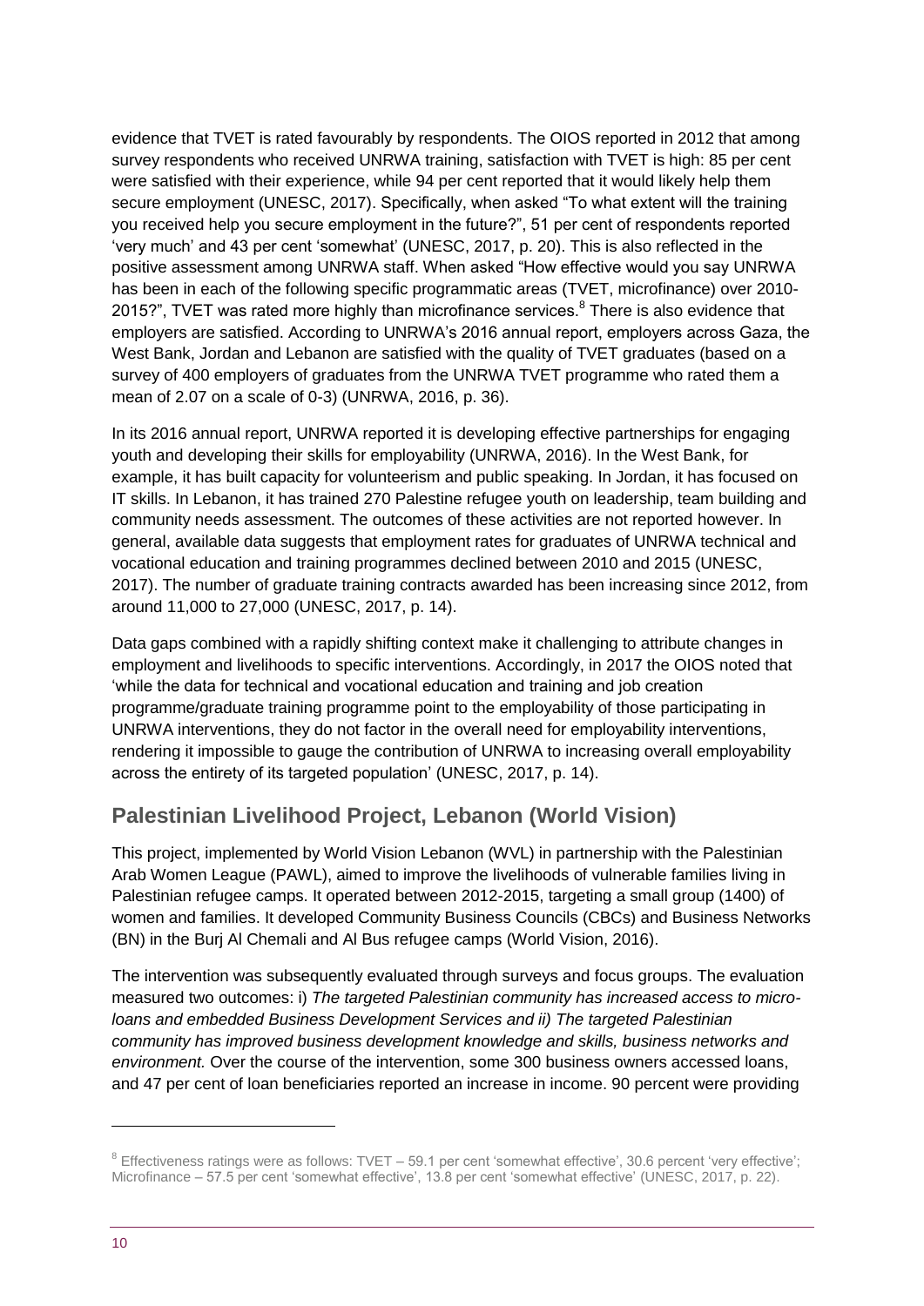evidence that TVET is rated favourably by respondents. The OIOS reported in 2012 that among survey respondents who received UNRWA training, satisfaction with TVET is high: 85 per cent were satisfied with their experience, while 94 per cent reported that it would likely help them secure employment (UNESC, 2017). Specifically, when asked "To what extent will the training you received help you secure employment in the future?", 51 per cent of respondents reported 'very much' and 43 per cent 'somewhat' (UNESC, 2017, p. 20). This is also reflected in the positive assessment among UNRWA staff. When asked "How effective would you say UNRWA has been in each of the following specific programmatic areas (TVET, microfinance) over 2010-2015?", TVET was rated more highly than microfinance services.[8] There is also evidence that employers are satisfied. According to UNRWA's 2016 annual report, employers across Gaza, the West Bank, Jordan and Lebanon are satisfied with the quality of TVET graduates (based on a survey of 400 employers of graduates from the UNRWA TVET programme who rated them a mean of 2.07 on a scale of 0-3) (UNRWA, 2016, p. 36).

In its 2016 annual report, UNRWA reported it is developing effective partnerships for engaging youth and developing their skills for employability (UNRWA, 2016). In the West Bank, for example, it has built capacity for volunteerism and public speaking. In Jordan, it has focused on IT skills. In Lebanon, it has trained 270 Palestine refugee youth on leadership, team building and community needs assessment. The outcomes of these activities are not reported however. In general, available data suggests that employment rates for graduates of UNRWA technical and vocational education and training programmes declined between 2010 and 2015 (UNESC, 2017). The number of graduate training contracts awarded has been increasing since 2012, from around 11,000 to 27,000 (UNESC, 2017, p. 14).

Data gaps combined with a rapidly shifting context make it challenging to attribute changes in employment and livelihoods to specific interventions. Accordingly, in 2017 the OIOS noted that 'while the data for technical and vocational education and training and job creation programme/graduate training programme point to the employability of those participating in UNRWA interventions, they do not factor in the overall need for employability interventions, rendering it impossible to gauge the contribution of UNRWA to increasing overall employability across the entirety of its targeted population' (UNESC, 2017, p. 14).

## Palestinian Livelihood Project, Lebanon (World Vision)

This project, implemented by World Vision Lebanon (WVL) in partnership with the Palestinian Arab Women League (PAWL), aimed to improve the livelihoods of vulnerable families living in Palestinian refugee camps. It operated between 2012-2015, targeting a small group (1400) of women and families. It developed Community Business Councils (CBCs) and Business Networks (BN) in the Burj Al Chemali and Al Bus refugee camps (World Vision, 2016).

The intervention was subsequently evaluated through surveys and focus groups. The evaluation measured two outcomes: i) *The targeted Palestinian community has increased access to micro-loans and embedded Business Development Services and ii) The targeted Palestinian community has improved business development knowledge and skills, business networks and environment.* Over the course of the intervention, some 300 business owners accessed loans, and 47 per cent of loan beneficiaries reported an increase in income. 90 percent were providing

[8] Effectiveness ratings were as follows: TVET – 59.1 per cent 'somewhat effective', 30.6 percent 'very effective'; Microfinance – 57.5 per cent 'somewhat effective', 13.8 per cent 'somewhat effective' (UNESC, 2017, p. 22).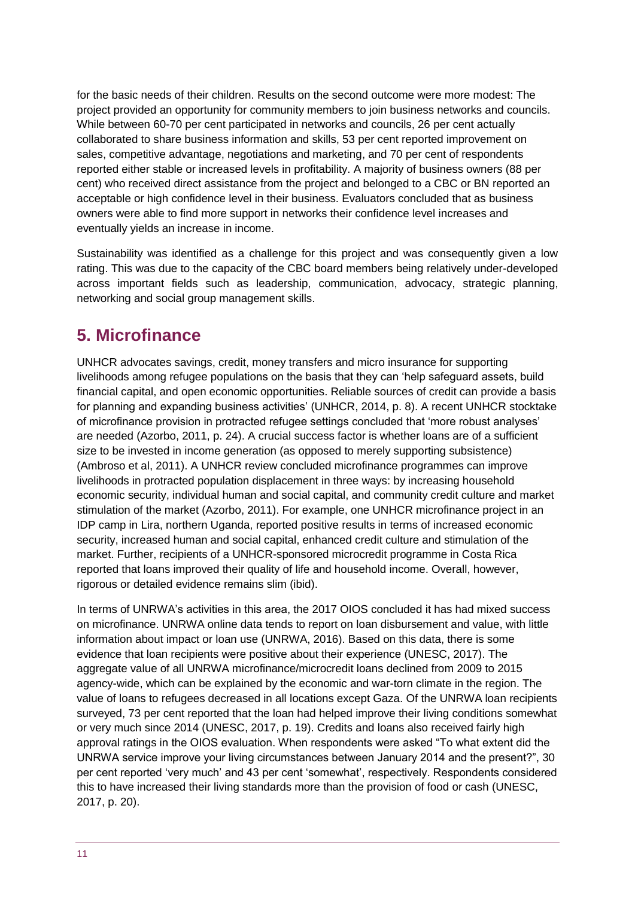for the basic needs of their children. Results on the second outcome were more modest: The project provided an opportunity for community members to join business networks and councils. While between 60-70 per cent participated in networks and councils, 26 per cent actually collaborated to share business information and skills, 53 per cent reported improvement on sales, competitive advantage, negotiations and marketing, and 70 per cent of respondents reported either stable or increased levels in profitability. A majority of business owners (88 per cent) who received direct assistance from the project and belonged to a CBC or BN reported an acceptable or high confidence level in their business. Evaluators concluded that as business owners were able to find more support in networks their confidence level increases and eventually yields an increase in income.

Sustainability was identified as a challenge for this project and was consequently given a low rating. This was due to the capacity of the CBC board members being relatively under-developed across important fields such as leadership, communication, advocacy, strategic planning, networking and social group management skills.

## 5. Microfinance

UNHCR advocates savings, credit, money transfers and micro insurance for supporting livelihoods among refugee populations on the basis that they can 'help safeguard assets, build financial capital, and open economic opportunities. Reliable sources of credit can provide a basis for planning and expanding business activities' (UNHCR, 2014, p. 8). A recent UNHCR stocktake of microfinance provision in protracted refugee settings concluded that 'more robust analyses' are needed (Azorbo, 2011, p. 24). A crucial success factor is whether loans are of a sufficient size to be invested in income generation (as opposed to merely supporting subsistence) (Ambroso et al, 2011). A UNHCR review concluded microfinance programmes can improve livelihoods in protracted population displacement in three ways: by increasing household economic security, individual human and social capital, and community credit culture and market stimulation of the market (Azorbo, 2011). For example, one UNHCR microfinance project in an IDP camp in Lira, northern Uganda, reported positive results in terms of increased economic security, increased human and social capital, enhanced credit culture and stimulation of the market. Further, recipients of a UNHCR-sponsored microcredit programme in Costa Rica reported that loans improved their quality of life and household income. Overall, however, rigorous or detailed evidence remains slim (ibid).

In terms of UNRWA's activities in this area, the 2017 OIOS concluded it has had mixed success on microfinance. UNRWA online data tends to report on loan disbursement and value, with little information about impact or loan use (UNRWA, 2016). Based on this data, there is some evidence that loan recipients were positive about their experience (UNESC, 2017). The aggregate value of all UNRWA microfinance/microcredit loans declined from 2009 to 2015 agency-wide, which can be explained by the economic and war-torn climate in the region. The value of loans to refugees decreased in all locations except Gaza. Of the UNRWA loan recipients surveyed, 73 per cent reported that the loan had helped improve their living conditions somewhat or very much since 2014 (UNESC, 2017, p. 19). Credits and loans also received fairly high approval ratings in the OIOS evaluation. When respondents were asked "To what extent did the UNRWA service improve your living circumstances between January 2014 and the present?", 30 per cent reported 'very much' and 43 per cent 'somewhat', respectively. Respondents considered this to have increased their living standards more than the provision of food or cash (UNESC, 2017, p. 20).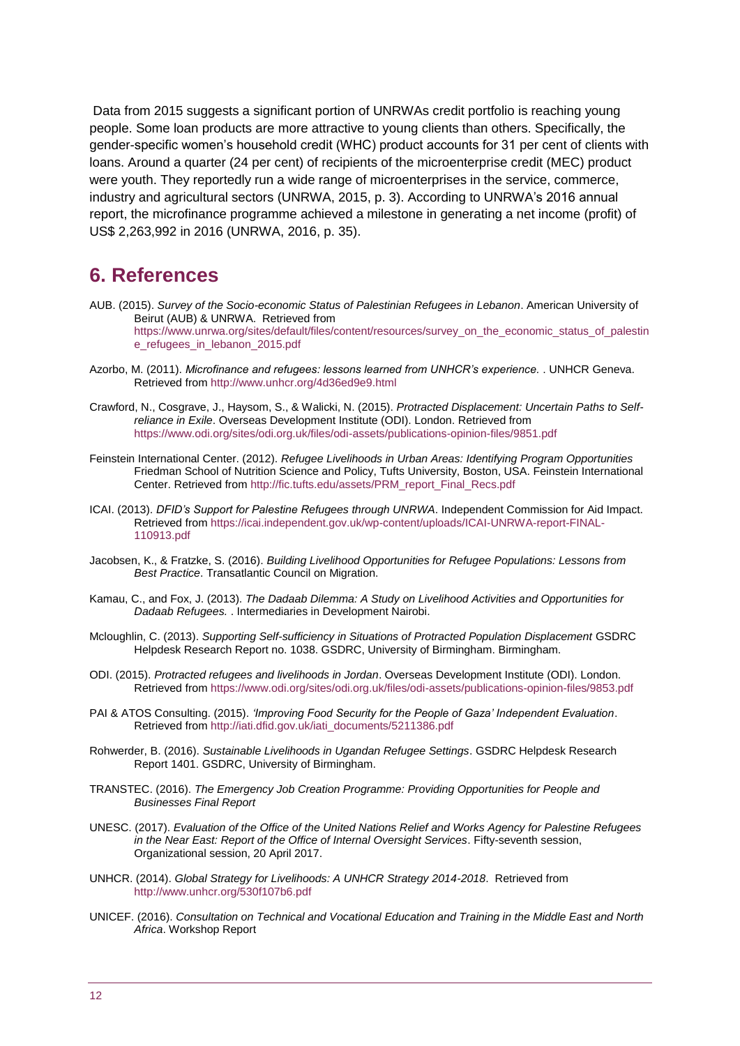Data from 2015 suggests a significant portion of UNRWAs credit portfolio is reaching young people. Some loan products are more attractive to young clients than others. Specifically, the gender-specific women's household credit (WHC) product accounts for 31 per cent of clients with loans. Around a quarter (24 per cent) of recipients of the microenterprise credit (MEC) product were youth. They reportedly run a wide range of microenterprises in the service, commerce, industry and agricultural sectors (UNRWA, 2015, p. 3). According to UNRWA's 2016 annual report, the microfinance programme achieved a milestone in generating a net income (profit) of US$ 2,263,992 in 2016 (UNRWA, 2016, p. 35).

## 6. References

AUB. (2015). *Survey of the Socio-economic Status of Palestinian Refugees in Lebanon*. American University of Beirut (AUB) & UNRWA. Retrieved from https://www.unrwa.org/sites/default/files/content/resources/survey_on_the_economic_status_of_palestine_refugees_in_lebanon_2015.pdf

Azorbo, M. (2011). *Microfinance and refugees: lessons learned from UNHCR's experience.* . UNHCR Geneva. Retrieved from http://www.unhcr.org/4d36ed9e9.html

Crawford, N., Cosgrave, J., Haysom, S., & Walicki, N. (2015). *Protracted Displacement: Uncertain Paths to Self-reliance in Exile*. Overseas Development Institute (ODI). London. Retrieved from https://www.odi.org/sites/odi.org.uk/files/odi-assets/publications-opinion-files/9851.pdf

Feinstein International Center. (2012). *Refugee Livelihoods in Urban Areas: Identifying Program Opportunities* Friedman School of Nutrition Science and Policy, Tufts University, Boston, USA. Feinstein International Center. Retrieved from http://fic.tufts.edu/assets/PRM_report_Final_Recs.pdf

ICAI. (2013). *DFID's Support for Palestine Refugees through UNRWA*. Independent Commission for Aid Impact. Retrieved from https://icai.independent.gov.uk/wp-content/uploads/ICAI-UNRWA-report-FINAL-110913.pdf

Jacobsen, K., & Fratzke, S. (2016). *Building Livelihood Opportunities for Refugee Populations: Lessons from Best Practice*. Transatlantic Council on Migration.

Kamau, C., and Fox, J. (2013). *The Dadaab Dilemma: A Study on Livelihood Activities and Opportunities for Dadaab Refugees.* . Intermediaries in Development Nairobi.

Mcloughlin, C. (2013). *Supporting Self-sufficiency in Situations of Protracted Population Displacement* GSDRC Helpdesk Research Report no. 1038. GSDRC, University of Birmingham. Birmingham.

ODI. (2015). *Protracted refugees and livelihoods in Jordan*. Overseas Development Institute (ODI). London. Retrieved from https://www.odi.org/sites/odi.org.uk/files/odi-assets/publications-opinion-files/9853.pdf

PAI & ATOS Consulting. (2015). *'Improving Food Security for the People of Gaza' Independent Evaluation*. Retrieved from http://iati.dfid.gov.uk/iati_documents/5211386.pdf

Rohwerder, B. (2016). *Sustainable Livelihoods in Ugandan Refugee Settings*. GSDRC Helpdesk Research Report 1401. GSDRC, University of Birmingham.

TRANSTEC. (2016). *The Emergency Job Creation Programme: Providing Opportunities for People and Businesses Final Report*

UNESC. (2017). *Evaluation of the Office of the United Nations Relief and Works Agency for Palestine Refugees in the Near East: Report of the Office of Internal Oversight Services*. Fifty-seventh session, Organizational session, 20 April 2017.

UNHCR. (2014). *Global Strategy for Livelihoods: A UNHCR Strategy 2014-2018*. Retrieved from http://www.unhcr.org/530f107b6.pdf

UNICEF. (2016). *Consultation on Technical and Vocational Education and Training in the Middle East and North Africa*. Workshop Report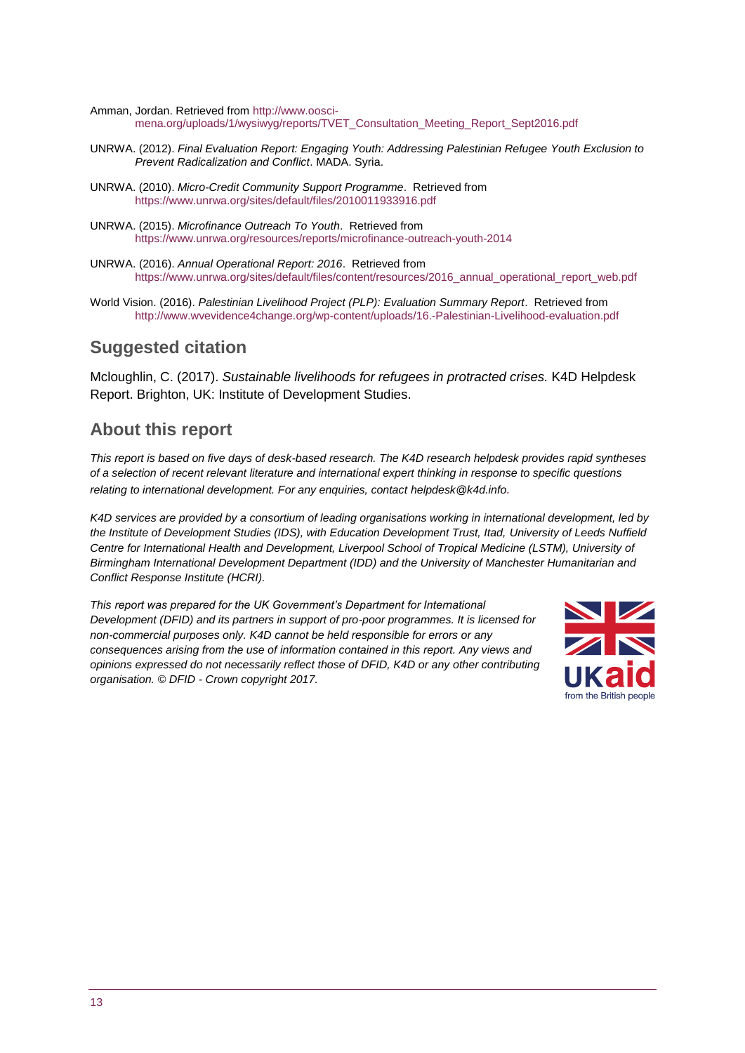Amman, Jordan. Retrieved from http://www.oosci-mena.org/uploads/1/wysiwyg/reports/TVET_Consultation_Meeting_Report_Sept2016.pdf

UNRWA. (2012). *Final Evaluation Report: Engaging Youth: Addressing Palestinian Refugee Youth Exclusion to Prevent Radicalization and Conflict*. MADA. Syria.

UNRWA. (2010). *Micro-Credit Community Support Programme*. Retrieved from https://www.unrwa.org/sites/default/files/2010011933916.pdf

UNRWA. (2015). *Microfinance Outreach To Youth*. Retrieved from https://www.unrwa.org/resources/reports/microfinance-outreach-youth-2014

UNRWA. (2016). *Annual Operational Report: 2016*. Retrieved from https://www.unrwa.org/sites/default/files/content/resources/2016_annual_operational_report_web.pdf

World Vision. (2016). *Palestinian Livelihood Project (PLP): Evaluation Summary Report*. Retrieved from http://www.wvevidence4change.org/wp-content/uploads/16.-Palestinian-Livelihood-evaluation.pdf

## Suggested citation

Mcloughlin, C. (2017). *Sustainable livelihoods for refugees in protracted crises.* K4D Helpdesk Report. Brighton, UK: Institute of Development Studies.

## About this report

*This report is based on five days of desk-based research. The K4D research helpdesk provides rapid syntheses of a selection of recent relevant literature and international expert thinking in response to specific questions relating to international development. For any enquiries, contact helpdesk@k4d.info.*

*K4D services are provided by a consortium of leading organisations working in international development, led by the Institute of Development Studies (IDS), with Education Development Trust, Itad, University of Leeds Nuffield Centre for International Health and Development, Liverpool School of Tropical Medicine (LSTM), University of Birmingham International Development Department (IDD) and the University of Manchester Humanitarian and Conflict Response Institute (HCRI).*

*This report was prepared for the UK Government's Department for International Development (DFID) and its partners in support of pro-poor programmes. It is licensed for non-commercial purposes only. K4D cannot be held responsible for errors or any consequences arising from the use of information contained in this report. Any views and opinions expressed do not necessarily reflect those of DFID, K4D or any other contributing organisation. © DFID - Crown copyright 2017.*

UKaid
from the British people